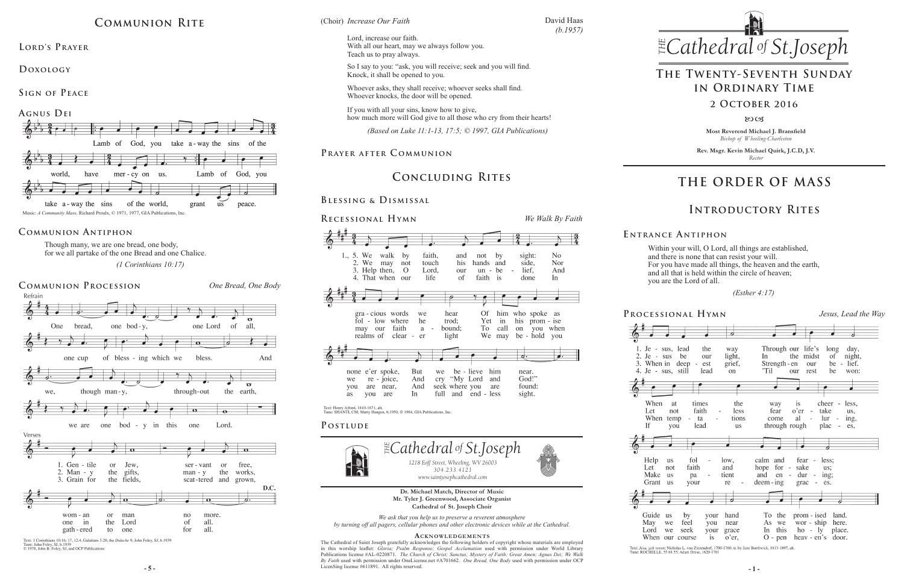# Communion Rite

## Lord's Prayer

## Doxology

## Sign of Peace

## Agnus Dei

Lamb of God, you take away the sins of the world, have mercy on us. Lamb of God, you take away the sins of the world, grant us peace.

Music: *A Community Mass*, Richard Proulx, © 1971, 1977, GIA Publications, Inc.

## Communion Antiphon

Though many, we are one bread, one body,
for we all partake of the one Bread and one Chalice.

*(1 Corinthians 10:17)*

## Communion Procession — *One Bread, One Body*

Refrain

One bread, one body, one Lord of all, one cup of blessing which we bless. And we, though many, throughout the earth, we are one body in this one Lord.

Verses

1. Gentile or Jew, servant or free, woman or man no more.
2. Many the gifts, many the works, one in the Lord of all.
3. Grain for the fields, scattered and grown, gathered to one for all.

D.C.

Text: 1 Corinthians 10:16, 17, 12:4, Galatians 3:28; the *Didache* 9; John Foley, SJ, b.1939
Tune: John Foley, SJ, b.1939
© 1978, John B. Foley, SJ, and OCP Publications

(Choir) *Increase Our Faith* — David Haas *(b.1957)*

Lord, increase our faith.
With all our heart, may we always follow you.
Teach us to pray always.

So I say to you: "ask, you will receive; seek and you will find.
Knock, it shall be opened to you.

Whoever asks, they shall receive; whoever seeks shall find.
Whoever knocks, the door will be opened.

If you with all your sins, know how to give,
how much more will God give to all those who cry from their hearts!

*(Based on Luke 11:1-13, 17:5; © 1997, GIA Publications)*

## Prayer after Communion

# Concluding Rites

## Blessing & Dismissal

## Recessional Hymn — *We Walk By Faith*

1., 5. We walk by faith, and not by sight: No gracious words we hear Of him who spoke as none e'er spoke, But we believe him near.
2. We may not touch his hands and side, Nor follow where he trod; Yet in his promise we rejoice, And cry "My Lord and God!"
3. Help then, O Lord, our unbelief, And may our faith abound; To call on you when you are near, And seek where you are found:
4. That when our life of faith is done In realms of clearer light We may behold you as you are In full and endless sight.

Text: Henry Alford, 1810-1871, alt.
Tune: SHANTI, CM; Marty Haugen, b.1950, © 1984, GIA Publications, Inc.

## Postlude

*The Cathedral of St. Joseph*
1218 Eoff Street, Wheeling, WV 26003
304.233.4121
www.saintjosephcathedral.com

**Dr. Michael Match, Director of Music**
**Mr. Tyler J. Greenwood, Associate Organist**
**Cathedral of St. Joseph Choir**

*We ask that you help us to preserve a reverent atmosphere by turning off all pagers, cellular phones and other electronic devices while at the Cathedral.*

### Acknowledgements

The Cathedral of Saint Joseph gratefully acknowledges the following holders of copyright whose materials are employed in this worship leaflet: *Gloria; Psalm Response; Gospel Acclamation* used with permission under World Library Publications license #AL-0220871. *The Church of Christ; Sanctus; Mystery of Faith; Great Amen; Agnus Dei; We Walk By Faith* used with permission under OneLicense.net #A701662. *One Bread, One Body* used with permission under OCP LicenSing license #611891. All rights reserved.

# *The Cathedral of St. Joseph*

## The Twenty-Seventh Sunday in Ordinary Time

## 2 October 2016

**Most Reverend Michael J. Bransfield**
*Bishop of Wheeling-Charleston*

**Rev. Msgr. Kevin Michael Quirk, J.C.D, J.V.**
*Rector*

# The Order of Mass

# Introductory Rites

## Entrance Antiphon

Within your will, O Lord, all things are established,
and there is none that can resist your will.
For you have made all things, the heaven and the earth,
and all that is held within the circle of heaven;
you are the Lord of all.

*(Esther 4:17)*

## Processional Hymn — *Jesus, Lead the Way*

1. Jesus, lead the way Through our life's long day, When at times the way is cheerless, Help us follow, calm and fearless; Guide us by your hand To the promised land.
2. Jesus, be our light, In the midst of night, Let not faithless fear o'ertake us, Let not faith and hope forsake us; May we feel you near As we worship here.
3. When in deepest grief, Strength-en our belief. When temptations come alluring, Make us patient and enduring; Lord we seek your grace In this holy place.
4. Jesus, still lead on 'Til our rest be won: If you lead us through rough places, Grant us your redeeming graces. When our course is o'er, Open heaven's door.

Text: *Jesu, geh voran*; Nicholas L. von Zinzendorf, 1700-1760; tr. by Jane Borthwick, 1813-1897, alt.
Tune: ROCHELLE, 55 88 55; Adam Drese, 1620-1701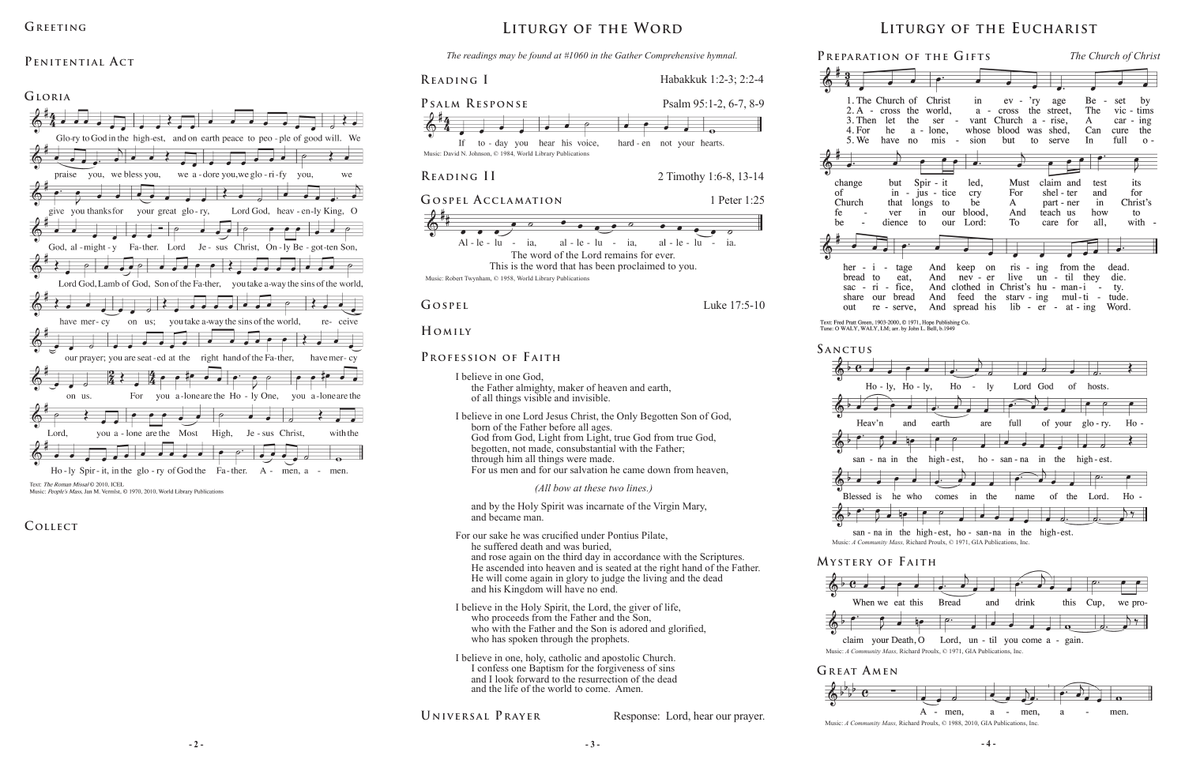## Greeting

## Penitential Act

## Gloria

Glo-ry to God in the high-est, and on earth peace to peo-ple of good will. We praise you, we bless you, we a-dore you, we glo-ri-fy you, we give you thanks for your great glo-ry, Lord God, heav-en-ly King, O God, al-might-y Fa-ther. Lord Je-sus Christ, On-ly Be-got-ten Son, Lord God, Lamb of God, Son of the Fa-ther, you take a-way the sins of the world, have mer-cy on us; you take a-way the sins of the world, re-ceive our prayer; you are seat-ed at the right hand of the Fa-ther, have mer-cy on us. For you a-lone are the Ho-ly One, you a-lone are the Lord, you a-lone are the Most High, Je-sus Christ, with the Ho-ly Spir-it, in the glo-ry of God the Fa-ther. A-men, a-men.

Text: *The Roman Missal* © 2010, ICEL
Music: *People's Mass*, Jan M. Vermulst, © 1970, 2010, World Library Publications

## Collect

# Liturgy of the Word

*The readings may be found at #1060 in the Gather Comprehensive hymnal.*

## Reading I

Habakkuk 1:2-3; 2:2-4

## Psalm Response

Psalm 95:1-2, 6-7, 8-9

If to-day you hear his voice, hard-en not your hearts.

Music: David N. Johnson, © 1984, World Library Publications

## Reading II

2 Timothy 1:6-8, 13-14

## Gospel Acclamation

1 Peter 1:25

Al-le-lu-ia, al-le-lu-ia, al-le-lu-ia.

The word of the Lord remains for ever.
This is the word that has been proclaimed to you.

Music: Robert Twynham, © 1958, World Library Publications

## Gospel

Luke 17:5-10

## Homily

## Profession of Faith

I believe in one God,
the Father almighty, maker of heaven and earth,
of all things visible and invisible.

I believe in one Lord Jesus Christ, the Only Begotten Son of God,
born of the Father before all ages.
God from God, Light from Light, true God from true God,
begotten, not made, consubstantial with the Father;
through him all things were made.
For us men and for our salvation he came down from heaven,

*(All bow at these two lines.)*

and by the Holy Spirit was incarnate of the Virgin Mary,
and became man.

For our sake he was crucified under Pontius Pilate,
he suffered death and was buried,
and rose again on the third day in accordance with the Scriptures.
He ascended into heaven and is seated at the right hand of the Father.
He will come again in glory to judge the living and the dead
and his Kingdom will have no end.

I believe in the Holy Spirit, the Lord, the giver of life,
who proceeds from the Father and the Son,
who with the Father and the Son is adored and glorified,
who has spoken through the prophets.

I believe in one, holy, catholic and apostolic Church.
I confess one Baptism for the forgiveness of sins
and I look forward to the resurrection of the dead
and the life of the world to come. Amen.

## Universal Prayer

Response: Lord, hear our prayer.

# Liturgy of the Eucharist

## Preparation of the Gifts

*The Church of Christ*

1. The Church of Christ in ev-'ry age Be-set by change but Spir-it led, Must claim and test its her-i-tage And keep on ris-ing from the dead.
2. A-cross the world, a-cross the street, The vic-tims of in-jus-tice cry For shel-ter and for bread to eat, And nev-er live un-til they die.
3. Then let the ser-vant Church a-rise, A car-ing Church that longs to be A part-ner in Christ's sac-ri-fice, And clothed in Christ's hu-man-i-ty.
4. For he a-lone, whose blood was shed, Can cure the fe-ver in our blood, And teach us how to share our bread And feed the starv-ing mul-ti-tude.
5. We have no mis-sion but to serve In full o-be-dience to our Lord: To care for all, with-out re-serve, And spread his lib-er-at-ing Word.

Text: Fred Pratt Green, 1903-2000, © 1971, Hope Publishing Co.
Tune: O WALY, WALY, LM; arr. by John L. Bell, b.1949

## Sanctus

Ho-ly, Ho-ly, Ho-ly Lord God of hosts. Heav'n and earth are full of your glo-ry. Ho-san-na in the high-est, ho-san-na in the high-est. Blessed is he who comes in the name of the Lord. Ho-san-na in the high-est, ho-san-na in the high-est.

Music: *A Community Mass*, Richard Proulx, © 1971, GIA Publications, Inc.

## Mystery of Faith

When we eat this Bread and drink this Cup, we pro-claim your Death, O Lord, un-til you come a-gain.

Music: *A Community Mass*, Richard Proulx, © 1971, GIA Publications, Inc.

## Great Amen

A-men, a-men, a-men.

Music: *A Community Mass*, Richard Proulx, © 1988, 2010, GIA Publications, Inc.